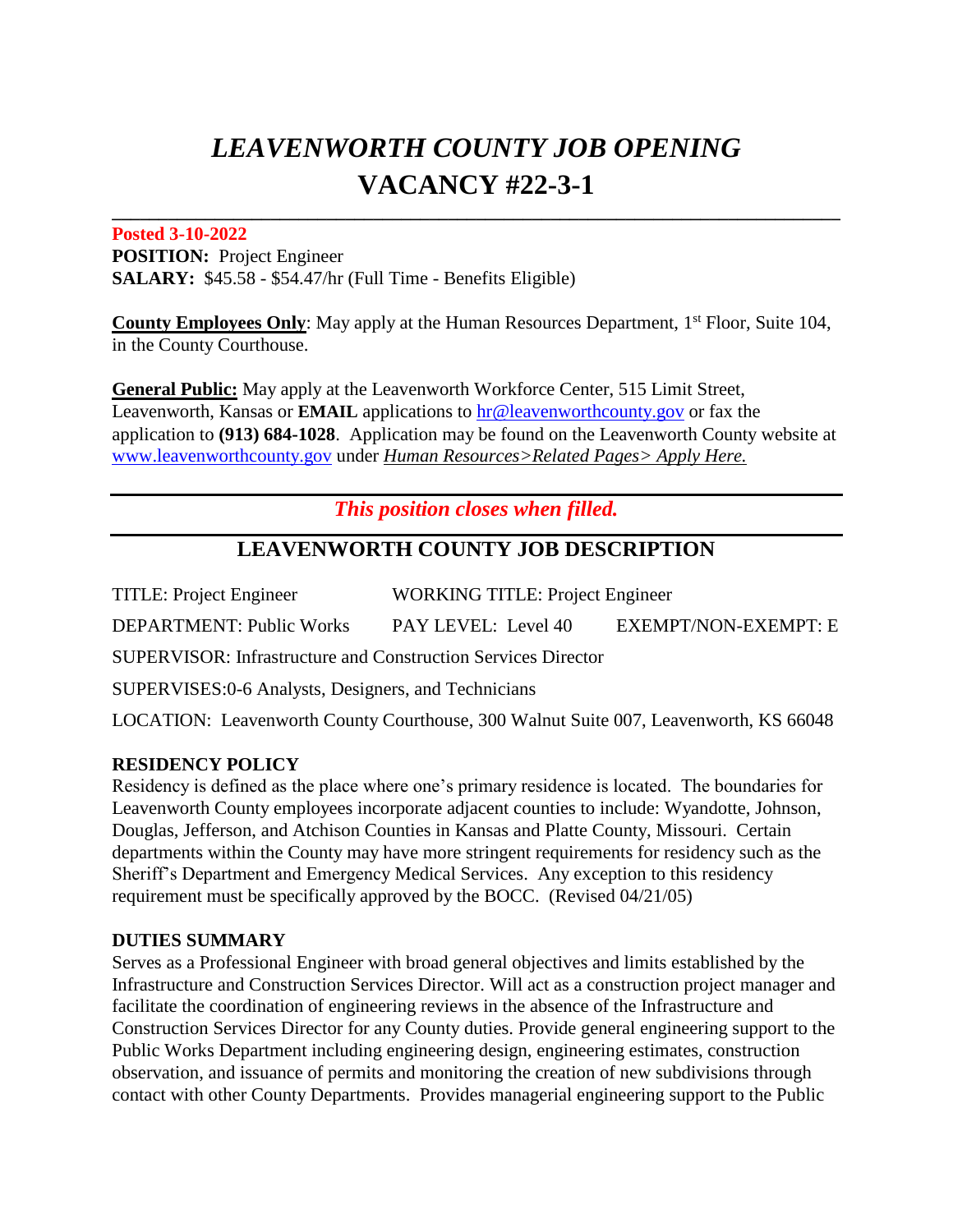# *LEAVENWORTH COUNTY JOB OPENING*
# VACANCY #22-3-1

**Posted 3-10-2022**
**POSITION:** Project Engineer
**SALARY:** $45.58 - $54.47/hr (Full Time - Benefits Eligible)

**County Employees Only**: May apply at the Human Resources Department, 1st Floor, Suite 104, in the County Courthouse.

**General Public:** May apply at the Leavenworth Workforce Center, 515 Limit Street, Leavenworth, Kansas or **EMAIL** applications to hr@leavenworthcounty.gov or fax the application to **(913) 684-1028**. Application may be found on the Leavenworth County website at www.leavenworthcounty.gov under *Human Resources>Related Pages> Apply Here.*

***This position closes when filled.***

## LEAVENWORTH COUNTY JOB DESCRIPTION

TITLE: Project Engineer WORKING TITLE: Project Engineer

DEPARTMENT: Public Works PAY LEVEL: Level 40 EXEMPT/NON-EXEMPT: E

SUPERVISOR: Infrastructure and Construction Services Director

SUPERVISES:0-6 Analysts, Designers, and Technicians

LOCATION: Leavenworth County Courthouse, 300 Walnut Suite 007, Leavenworth, KS 66048

### RESIDENCY POLICY

Residency is defined as the place where one's primary residence is located. The boundaries for Leavenworth County employees incorporate adjacent counties to include: Wyandotte, Johnson, Douglas, Jefferson, and Atchison Counties in Kansas and Platte County, Missouri. Certain departments within the County may have more stringent requirements for residency such as the Sheriff's Department and Emergency Medical Services. Any exception to this residency requirement must be specifically approved by the BOCC. (Revised 04/21/05)

### DUTIES SUMMARY

Serves as a Professional Engineer with broad general objectives and limits established by the Infrastructure and Construction Services Director. Will act as a construction project manager and facilitate the coordination of engineering reviews in the absence of the Infrastructure and Construction Services Director for any County duties. Provide general engineering support to the Public Works Department including engineering design, engineering estimates, construction observation, and issuance of permits and monitoring the creation of new subdivisions through contact with other County Departments. Provides managerial engineering support to the Public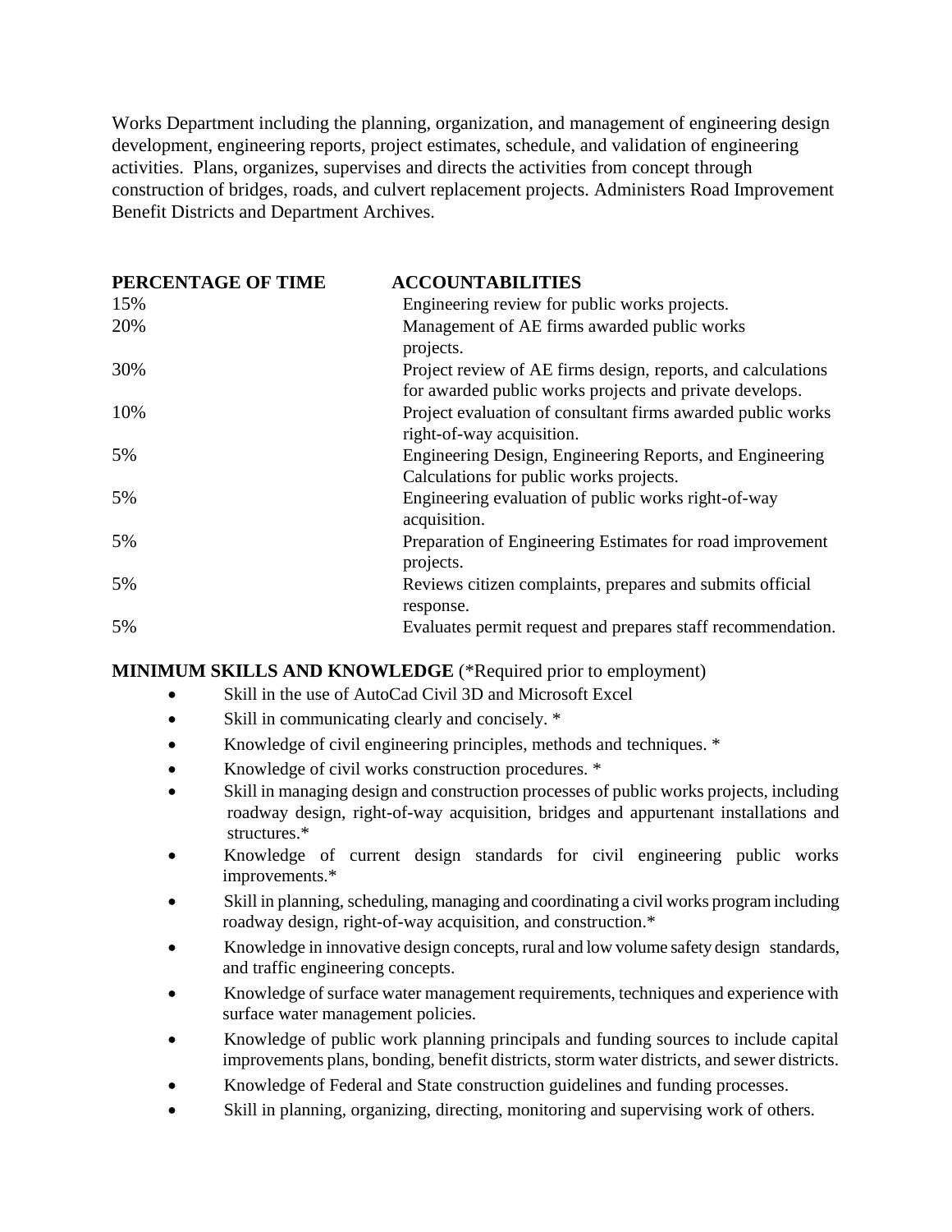Works Department including the planning, organization, and management of engineering design development, engineering reports, project estimates, schedule, and validation of engineering activities. Plans, organizes, supervises and directs the activities from concept through construction of bridges, roads, and culvert replacement projects. Administers Road Improvement Benefit Districts and Department Archives.

| PERCENTAGE OF TIME | ACCOUNTABILITIES |
|---|---|
| 15% | Engineering review for public works projects. |
| 20% | Management of AE firms awarded public works projects. |
| 30% | Project review of AE firms design, reports, and calculations for awarded public works projects and private develops. |
| 10% | Project evaluation of consultant firms awarded public works right-of-way acquisition. |
| 5% | Engineering Design, Engineering Reports, and Engineering Calculations for public works projects. |
| 5% | Engineering evaluation of public works right-of-way acquisition. |
| 5% | Preparation of Engineering Estimates for road improvement projects. |
| 5% | Reviews citizen complaints, prepares and submits official response. |
| 5% | Evaluates permit request and prepares staff recommendation. |

**MINIMUM SKILLS AND KNOWLEDGE** (*Required prior to employment)

- Skill in the use of AutoCad Civil 3D and Microsoft Excel
- Skill in communicating clearly and concisely. *
- Knowledge of civil engineering principles, methods and techniques. *
- Knowledge of civil works construction procedures. *
- Skill in managing design and construction processes of public works projects, including roadway design, right-of-way acquisition, bridges and appurtenant installations and structures.*
- Knowledge of current design standards for civil engineering public works improvements.*
- Skill in planning, scheduling, managing and coordinating a civil works program including roadway design, right-of-way acquisition, and construction.*
- Knowledge in innovative design concepts, rural and low volume safety design standards, and traffic engineering concepts.
- Knowledge of surface water management requirements, techniques and experience with surface water management policies.
- Knowledge of public work planning principals and funding sources to include capital improvements plans, bonding, benefit districts, storm water districts, and sewer districts.
- Knowledge of Federal and State construction guidelines and funding processes.
- Skill in planning, organizing, directing, monitoring and supervising work of others.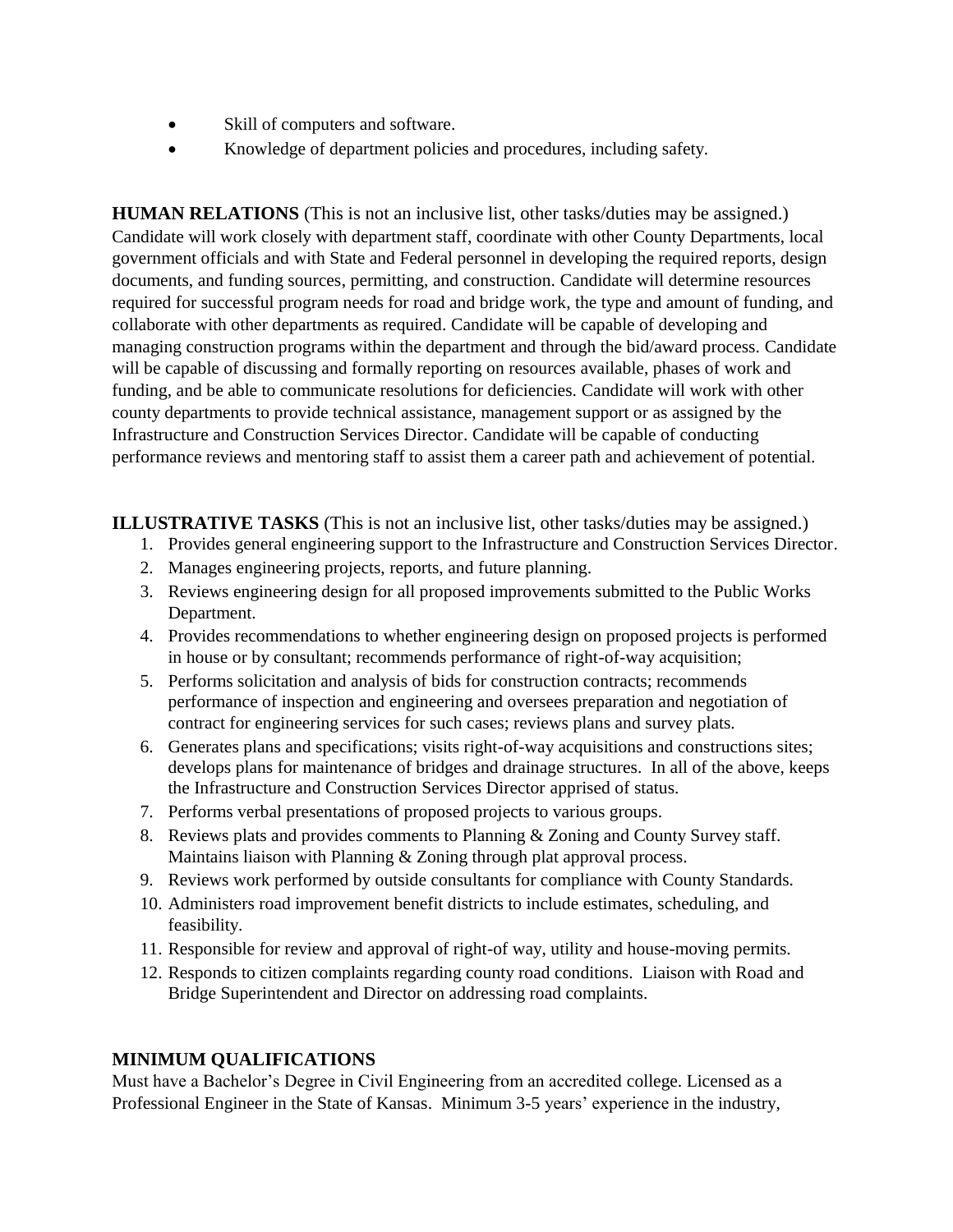- Skill of computers and software.
- Knowledge of department policies and procedures, including safety.

**HUMAN RELATIONS** (This is not an inclusive list, other tasks/duties may be assigned.)
Candidate will work closely with department staff, coordinate with other County Departments, local government officials and with State and Federal personnel in developing the required reports, design documents, and funding sources, permitting, and construction. Candidate will determine resources required for successful program needs for road and bridge work, the type and amount of funding, and collaborate with other departments as required. Candidate will be capable of developing and managing construction programs within the department and through the bid/award process. Candidate will be capable of discussing and formally reporting on resources available, phases of work and funding, and be able to communicate resolutions for deficiencies. Candidate will work with other county departments to provide technical assistance, management support or as assigned by the Infrastructure and Construction Services Director. Candidate will be capable of conducting performance reviews and mentoring staff to assist them a career path and achievement of potential.

**ILLUSTRATIVE TASKS** (This is not an inclusive list, other tasks/duties may be assigned.)

1. Provides general engineering support to the Infrastructure and Construction Services Director.
2. Manages engineering projects, reports, and future planning.
3. Reviews engineering design for all proposed improvements submitted to the Public Works Department.
4. Provides recommendations to whether engineering design on proposed projects is performed in house or by consultant; recommends performance of right-of-way acquisition;
5. Performs solicitation and analysis of bids for construction contracts; recommends performance of inspection and engineering and oversees preparation and negotiation of contract for engineering services for such cases; reviews plans and survey plats.
6. Generates plans and specifications; visits right-of-way acquisitions and constructions sites; develops plans for maintenance of bridges and drainage structures. In all of the above, keeps the Infrastructure and Construction Services Director apprised of status.
7. Performs verbal presentations of proposed projects to various groups.
8. Reviews plats and provides comments to Planning & Zoning and County Survey staff. Maintains liaison with Planning & Zoning through plat approval process.
9. Reviews work performed by outside consultants for compliance with County Standards.
10. Administers road improvement benefit districts to include estimates, scheduling, and feasibility.
11. Responsible for review and approval of right-of way, utility and house-moving permits.
12. Responds to citizen complaints regarding county road conditions. Liaison with Road and Bridge Superintendent and Director on addressing road complaints.

**MINIMUM QUALIFICATIONS**
Must have a Bachelor's Degree in Civil Engineering from an accredited college. Licensed as a Professional Engineer in the State of Kansas. Minimum 3-5 years' experience in the industry,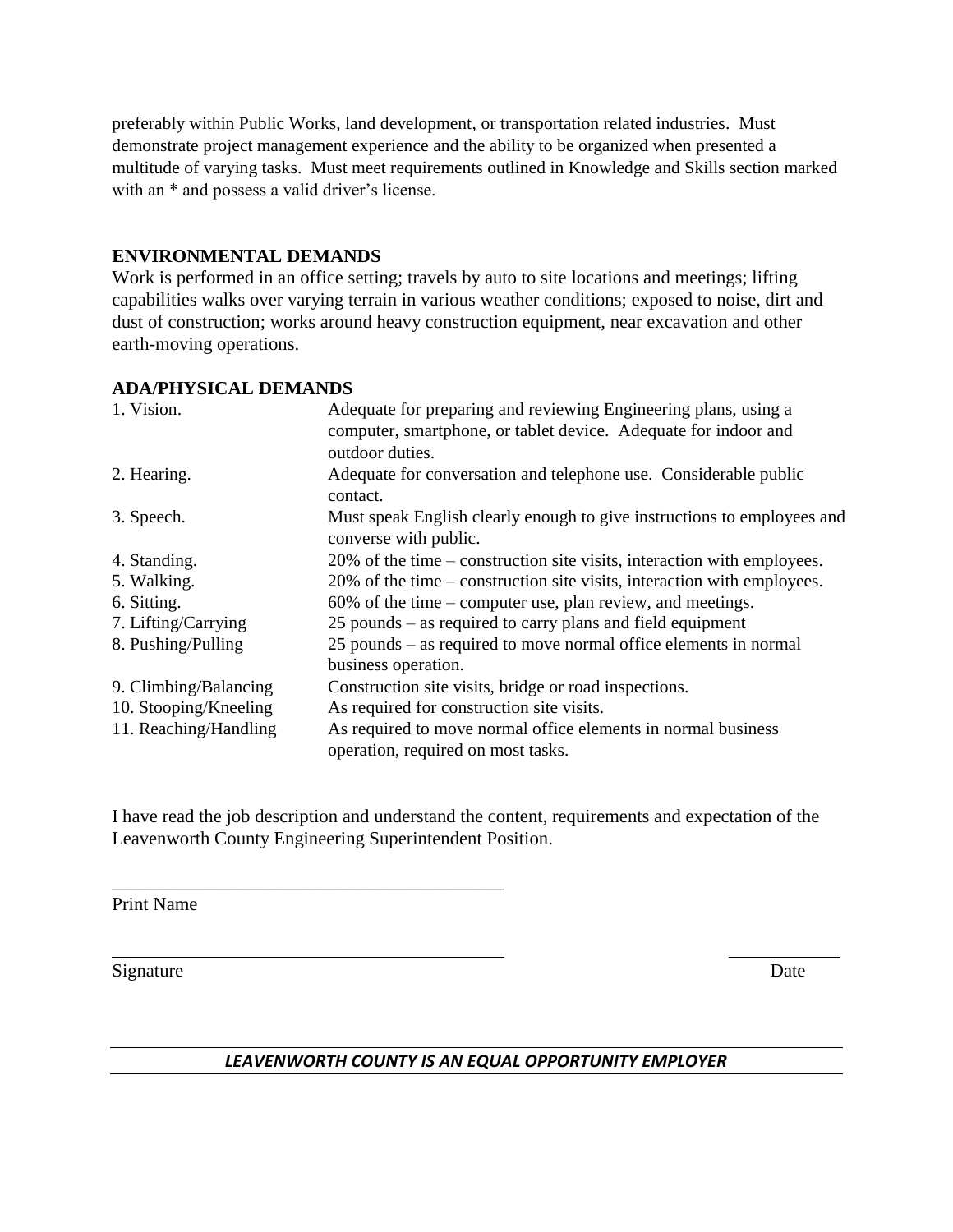preferably within Public Works, land development, or transportation related industries. Must demonstrate project management experience and the ability to be organized when presented a multitude of varying tasks. Must meet requirements outlined in Knowledge and Skills section marked with an * and possess a valid driver's license.

## ENVIRONMENTAL DEMANDS

Work is performed in an office setting; travels by auto to site locations and meetings; lifting capabilities walks over varying terrain in various weather conditions; exposed to noise, dirt and dust of construction; works around heavy construction equipment, near excavation and other earth-moving operations.

## ADA/PHYSICAL DEMANDS

| | |
|---|---|
| 1. Vision. | Adequate for preparing and reviewing Engineering plans, using a computer, smartphone, or tablet device. Adequate for indoor and outdoor duties. |
| 2. Hearing. | Adequate for conversation and telephone use. Considerable public contact. |
| 3. Speech. | Must speak English clearly enough to give instructions to employees and converse with public. |
| 4. Standing. | 20% of the time – construction site visits, interaction with employees. |
| 5. Walking. | 20% of the time – construction site visits, interaction with employees. |
| 6. Sitting. | 60% of the time – computer use, plan review, and meetings. |
| 7. Lifting/Carrying | 25 pounds – as required to carry plans and field equipment |
| 8. Pushing/Pulling | 25 pounds – as required to move normal office elements in normal business operation. |
| 9. Climbing/Balancing | Construction site visits, bridge or road inspections. |
| 10. Stooping/Kneeling | As required for construction site visits. |
| 11. Reaching/Handling | As required to move normal office elements in normal business operation, required on most tasks. |

I have read the job description and understand the content, requirements and expectation of the Leavenworth County Engineering Superintendent Position.

\_\_\_\_\_\_\_\_\_\_\_\_\_\_\_\_\_\_\_\_\_\_\_\_\_\_\_\_\_\_\_\_\_\_\_\_\_\_\_\_\_\_

Print Name

\_\_\_\_\_\_\_\_\_\_\_\_\_\_\_\_\_\_\_\_\_\_\_\_\_\_\_\_\_\_\_\_\_\_\_\_\_\_\_\_\_\_ \_\_\_\_\_\_\_\_\_\_\_\_

Signature Date

***LEAVENWORTH COUNTY IS AN EQUAL OPPORTUNITY EMPLOYER***